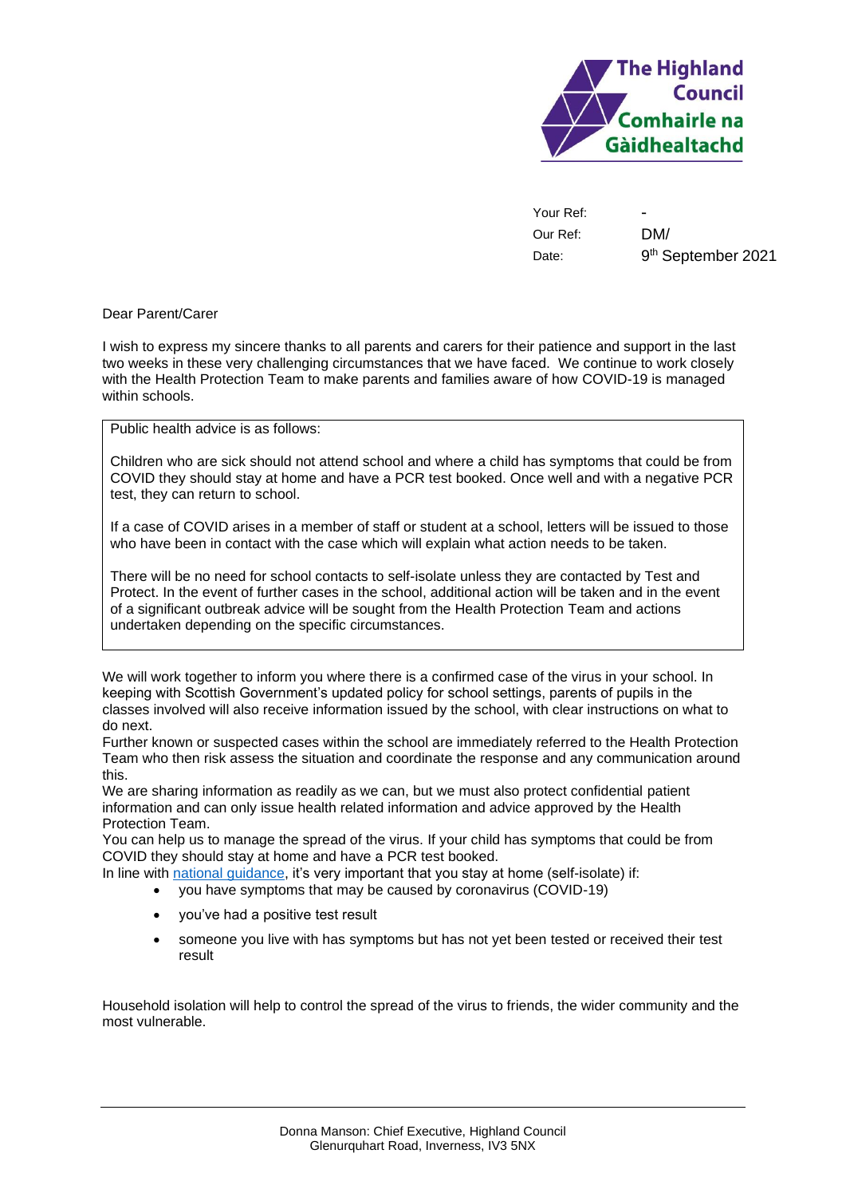**The Highland Council**
**Comhairle na Gàidhealtachd**

| | |
|---|---|
| Your Ref: | - |
| Our Ref: | DM/ |
| Date: | 9th September 2021 |

Dear Parent/Carer

I wish to express my sincere thanks to all parents and carers for their patience and support in the last two weeks in these very challenging circumstances that we have faced. We continue to work closely with the Health Protection Team to make parents and families aware of how COVID-19 is managed within schools.

> Public health advice is as follows:
>
> Children who are sick should not attend school and where a child has symptoms that could be from COVID they should stay at home and have a PCR test booked. Once well and with a negative PCR test, they can return to school.
>
> If a case of COVID arises in a member of staff or student at a school, letters will be issued to those who have been in contact with the case which will explain what action needs to be taken.
>
> There will be no need for school contacts to self-isolate unless they are contacted by Test and Protect. In the event of further cases in the school, additional action will be taken and in the event of a significant outbreak advice will be sought from the Health Protection Team and actions undertaken depending on the specific circumstances.

We will work together to inform you where there is a confirmed case of the virus in your school. In keeping with Scottish Government's updated policy for school settings, parents of pupils in the classes involved will also receive information issued by the school, with clear instructions on what to do next.
Further known or suspected cases within the school are immediately referred to the Health Protection Team who then risk assess the situation and coordinate the response and any communication around this.
We are sharing information as readily as we can, but we must also protect confidential patient information and can only issue health related information and advice approved by the Health Protection Team.
You can help us to manage the spread of the virus. If your child has symptoms that could be from COVID they should stay at home and have a PCR test booked.
In line with national guidance, it's very important that you stay at home (self-isolate) if:

- you have symptoms that may be caused by coronavirus (COVID-19)
- you've had a positive test result
- someone you live with has symptoms but has not yet been tested or received their test result

Household isolation will help to control the spread of the virus to friends, the wider community and the most vulnerable.

Donna Manson: Chief Executive, Highland Council
Glenurquhart Road, Inverness, IV3 5NX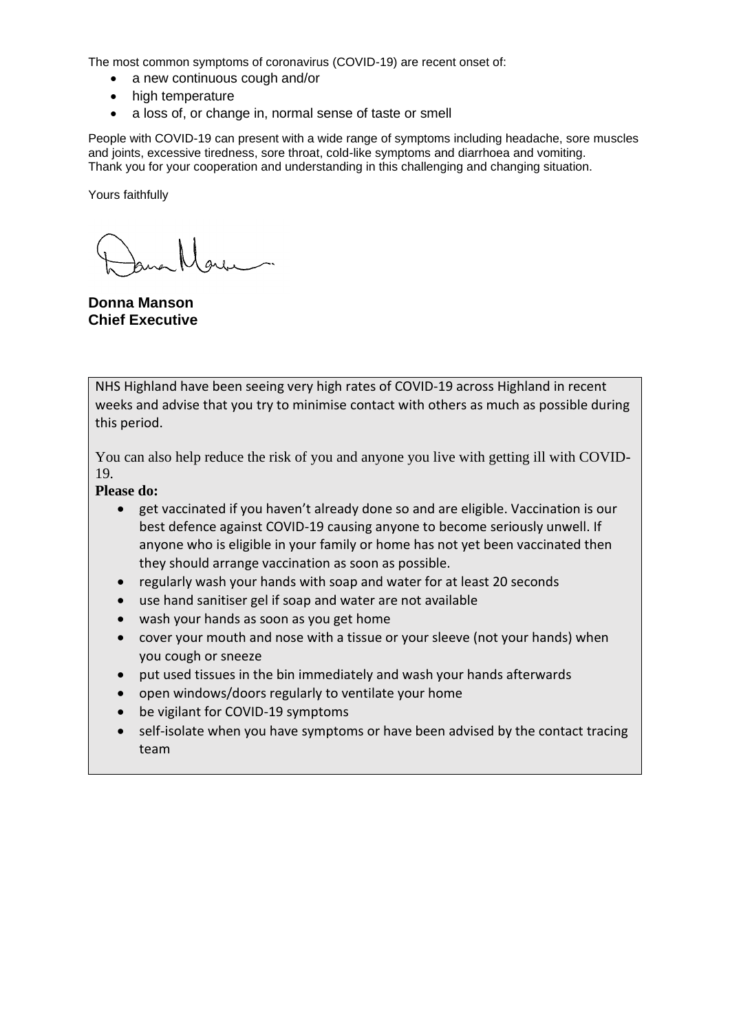The most common symptoms of coronavirus (COVID-19) are recent onset of:

- a new continuous cough and/or
- high temperature
- a loss of, or change in, normal sense of taste or smell

People with COVID-19 can present with a wide range of symptoms including headache, sore muscles and joints, excessive tiredness, sore throat, cold-like symptoms and diarrhoea and vomiting. Thank you for your cooperation and understanding in this challenging and changing situation.

Yours faithfully

**Donna Manson**
**Chief Executive**

NHS Highland have been seeing very high rates of COVID-19 across Highland in recent weeks and advise that you try to minimise contact with others as much as possible during this period.

You can also help reduce the risk of you and anyone you live with getting ill with COVID-19.

**Please do:**

- get vaccinated if you haven't already done so and are eligible. Vaccination is our best defence against COVID-19 causing anyone to become seriously unwell. If anyone who is eligible in your family or home has not yet been vaccinated then they should arrange vaccination as soon as possible.
- regularly wash your hands with soap and water for at least 20 seconds
- use hand sanitiser gel if soap and water are not available
- wash your hands as soon as you get home
- cover your mouth and nose with a tissue or your sleeve (not your hands) when you cough or sneeze
- put used tissues in the bin immediately and wash your hands afterwards
- open windows/doors regularly to ventilate your home
- be vigilant for COVID-19 symptoms
- self-isolate when you have symptoms or have been advised by the contact tracing team